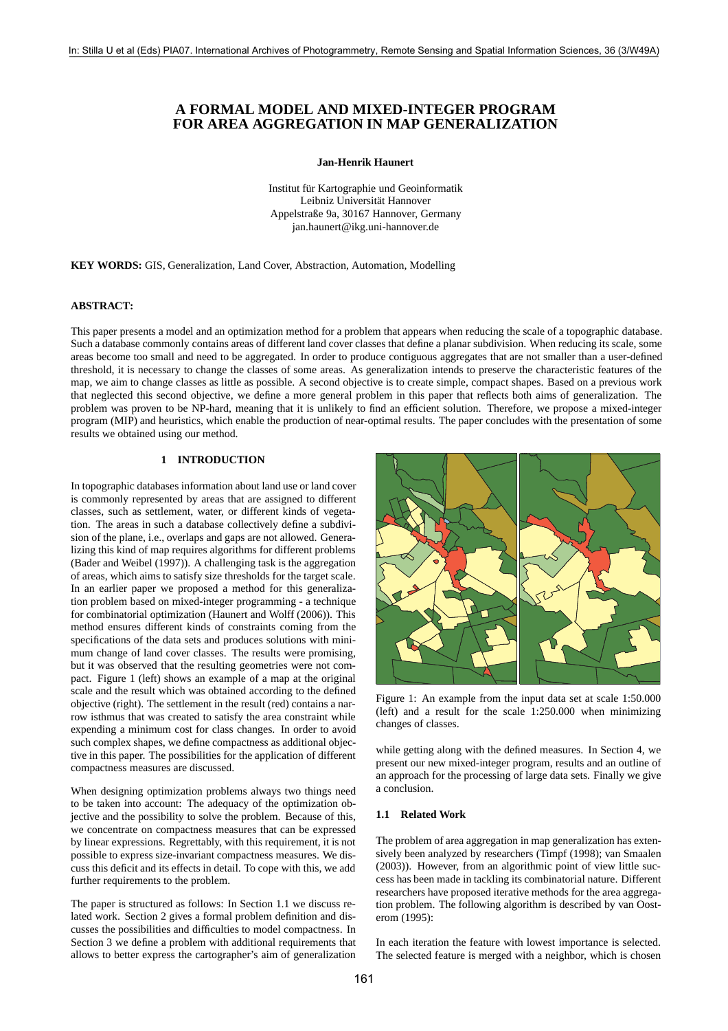# A FORMAL MODEL AND MIXED-INTEGER PROGRAM FOR AREA AGGREGATION IN MAP GENERALIZATION

**Jan-Henrik Haunert**

Institut für Kartographie und Geoinformatik
Leibniz Universität Hannover
Appelstraße 9a, 30167 Hannover, Germany
jan.haunert@ikg.uni-hannover.de

**KEY WORDS:** GIS, Generalization, Land Cover, Abstraction, Automation, Modelling

**ABSTRACT:**

This paper presents a model and an optimization method for a problem that appears when reducing the scale of a topographic database. Such a database commonly contains areas of different land cover classes that define a planar subdivision. When reducing its scale, some areas become too small and need to be aggregated. In order to produce contiguous aggregates that are not smaller than a user-defined threshold, it is necessary to change the classes of some areas. As generalization intends to preserve the characteristic features of the map, we aim to change classes as little as possible. A second objective is to create simple, compact shapes. Based on a previous work that neglected this second objective, we define a more general problem in this paper that reflects both aims of generalization. The problem was proven to be NP-hard, meaning that it is unlikely to find an efficient solution. Therefore, we propose a mixed-integer program (MIP) and heuristics, which enable the production of near-optimal results. The paper concludes with the presentation of some results we obtained using our method.

## 1 INTRODUCTION

In topographic databases information about land use or land cover is commonly represented by areas that are assigned to different classes, such as settlement, water, or different kinds of vegetation. The areas in such a database collectively define a subdivision of the plane, i.e., overlaps and gaps are not allowed. Generalizing this kind of map requires algorithms for different problems (Bader and Weibel (1997)). A challenging task is the aggregation of areas, which aims to satisfy size thresholds for the target scale. In an earlier paper we proposed a method for this generalization problem based on mixed-integer programming - a technique for combinatorial optimization (Haunert and Wolff (2006)). This method ensures different kinds of constraints coming from the specifications of the data sets and produces solutions with minimum change of land cover classes. The results were promising, but it was observed that the resulting geometries were not compact. Figure 1 (left) shows an example of a map at the original scale and the result which was obtained according to the defined objective (right). The settlement in the result (red) contains a narrow isthmus that was created to satisfy the area constraint while expending a minimum cost for class changes. In order to avoid such complex shapes, we define compactness as additional objective in this paper. The possibilities for the application of different compactness measures are discussed.

When designing optimization problems always two things need to be taken into account: The adequacy of the optimization objective and the possibility to solve the problem. Because of this, we concentrate on compactness measures that can be expressed by linear expressions. Regrettably, with this requirement, it is not possible to express size-invariant compactness measures. We discuss this deficit and its effects in detail. To cope with this, we add further requirements to the problem.

The paper is structured as follows: In Section 1.1 we discuss related work. Section 2 gives a formal problem definition and discusses the possibilities and difficulties to model compactness. In Section 3 we define a problem with additional requirements that allows to better express the cartographer's aim of generalization while getting along with the defined measures. In Section 4, we present our new mixed-integer program, results and an outline of an approach for the processing of large data sets. Finally we give a conclusion.

Figure 1: An example from the input data set at scale 1:50.000 (left) and a result for the scale 1:250.000 when minimizing changes of classes.

### 1.1 Related Work

The problem of area aggregation in map generalization has extensively been analyzed by researchers (Timpf (1998); van Smaalen (2003)). However, from an algorithmic point of view little success has been made in tackling its combinatorial nature. Different researchers have proposed iterative methods for the area aggregation problem. The following algorithm is described by van Oosterom (1995):

In each iteration the feature with lowest importance is selected. The selected feature is merged with a neighbor, which is chosen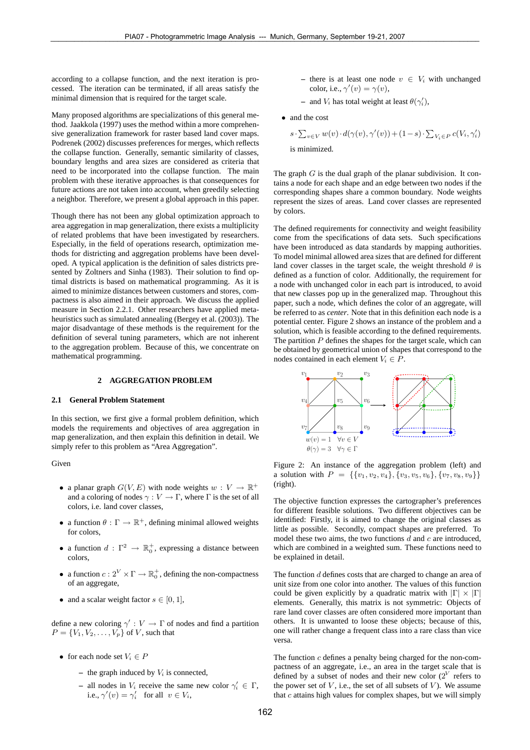according to a collapse function, and the next iteration is processed. The iteration can be terminated, if all areas satisfy the minimal dimension that is required for the target scale.

Many proposed algorithms are specializations of this general method. Jaakkola (1997) uses the method within a more comprehensive generalization framework for raster based land cover maps. Podrenek (2002) discusses preferences for merges, which reflects the collapse function. Generally, semantic similarity of classes, boundary lengths and area sizes are considered as criteria that need to be incorporated into the collapse function. The main problem with these iterative approaches is that consequences for future actions are not taken into account, when greedily selecting a neighbor. Therefore, we present a global approach in this paper.

Though there has not been any global optimization approach to area aggregation in map generalization, there exists a multiplicity of related problems that have been investigated by researchers. Especially, in the field of operations research, optimization methods for districting and aggregation problems have been developed. A typical application is the definition of sales districts presented by Zoltners and Sinha (1983). Their solution to find optimal districts is based on mathematical programming. As it is aimed to minimize distances between customers and stores, compactness is also aimed in their approach. We discuss the applied measure in Section 2.2.1. Other researchers have applied metaheuristics such as simulated annealing (Bergey et al. (2003)). The major disadvantage of these methods is the requirement for the definition of several tuning parameters, which are not inherent to the aggregation problem. Because of this, we concentrate on mathematical programming.

## 2 AGGREGATION PROBLEM

### 2.1 General Problem Statement

In this section, we first give a formal problem definition, which models the requirements and objectives of area aggregation in map generalization, and then explain this definition in detail. We simply refer to this problem as "Area Aggregation".

Given

- a planar graph $G(V, E)$ with node weights $w : V \to \mathbb{R}^+$ and a coloring of nodes $\gamma : V \to \Gamma$, where $\Gamma$ is the set of all colors, i.e. land cover classes,
- a function $\theta : \Gamma \to \mathbb{R}^+$, defining minimal allowed weights for colors,
- a function $d : \Gamma^2 \to \mathbb{R}_0^+$, expressing a distance between colors,
- a function $c : 2^V \times \Gamma \to \mathbb{R}_0^+$, defining the non-compactness of an aggregate,
- and a scalar weight factor $s \in [0, 1]$,

define a new coloring $\gamma' : V \to \Gamma$ of nodes and find a partition $P = \{V_1, V_2, \ldots, V_p\}$ of $V$, such that

- for each node set $V_i \in P$
  - the graph induced by $V_i$ is connected,
  - all nodes in $V_i$ receive the same new color $\gamma'_i \in \Gamma$, i.e., $\gamma'(v) = \gamma'_i$ for all $v \in V_i$,
  - there is at least one node $v \in V_i$ with unchanged color, i.e., $\gamma'(v) = \gamma(v)$,
  - and $V_i$ has total weight at least $\theta(\gamma'_i)$,
- and the cost

  $$s \cdot \sum_{v \in V} w(v) \cdot d(\gamma(v), \gamma'(v)) + (1 - s) \cdot \sum_{V_i \in P} c(V_i, \gamma'_i)$$

  is minimized.

The graph $G$ is the dual graph of the planar subdivision. It contains a node for each shape and an edge between two nodes if the corresponding shapes share a common boundary. Node weights represent the sizes of areas. Land cover classes are represented by colors.

The defined requirements for connectivity and weight feasibility come from the specifications of data sets. Such specifications have been introduced as data standards by mapping authorities. To model minimal allowed area sizes that are defined for different land cover classes in the target scale, the weight threshold $\theta$ is defined as a function of color. Additionally, the requirement for a node with unchanged color in each part is introduced, to avoid that new classes pop up in the generalized map. Throughout this paper, such a node, which defines the color of an aggregate, will be referred to as *center*. Note that in this definition each node is a potential center. Figure 2 shows an instance of the problem and a solution, which is feasible according to the defined requirements. The partition $P$ defines the shapes for the target scale, which can be obtained by geometrical union of shapes that correspond to the nodes contained in each element $V_i \in P$.

Figure 2: An instance of the aggregation problem (left) and a solution with $P = \{\{v_1, v_2, v_4\}, \{v_3, v_5, v_6\}, \{v_7, v_8, v_9\}\}$ (right).

The objective function expresses the cartographer's preferences for different feasible solutions. Two different objectives can be identified: Firstly, it is aimed to change the original classes as little as possible. Secondly, compact shapes are preferred. To model these two aims, the two functions $d$ and $c$ are introduced, which are combined in a weighted sum. These functions need to be explained in detail.

The function $d$ defines costs that are charged to change an area of unit size from one color into another. The values of this function could be given explicitly by a quadratic matrix with $|\Gamma| \times |\Gamma|$ elements. Generally, this matrix is not symmetric: Objects of rare land cover classes are often considered more important than others. It is unwanted to loose these objects; because of this, one will rather change a frequent class into a rare class than vice versa.

The function $c$ defines a penalty being charged for the non-compactness of an aggregate, i.e., an area in the target scale that is defined by a subset of nodes and their new color ($2^V$ refers to the power set of $V$, i.e., the set of all subsets of $V$). We assume that $c$ attains high values for complex shapes, but we will simply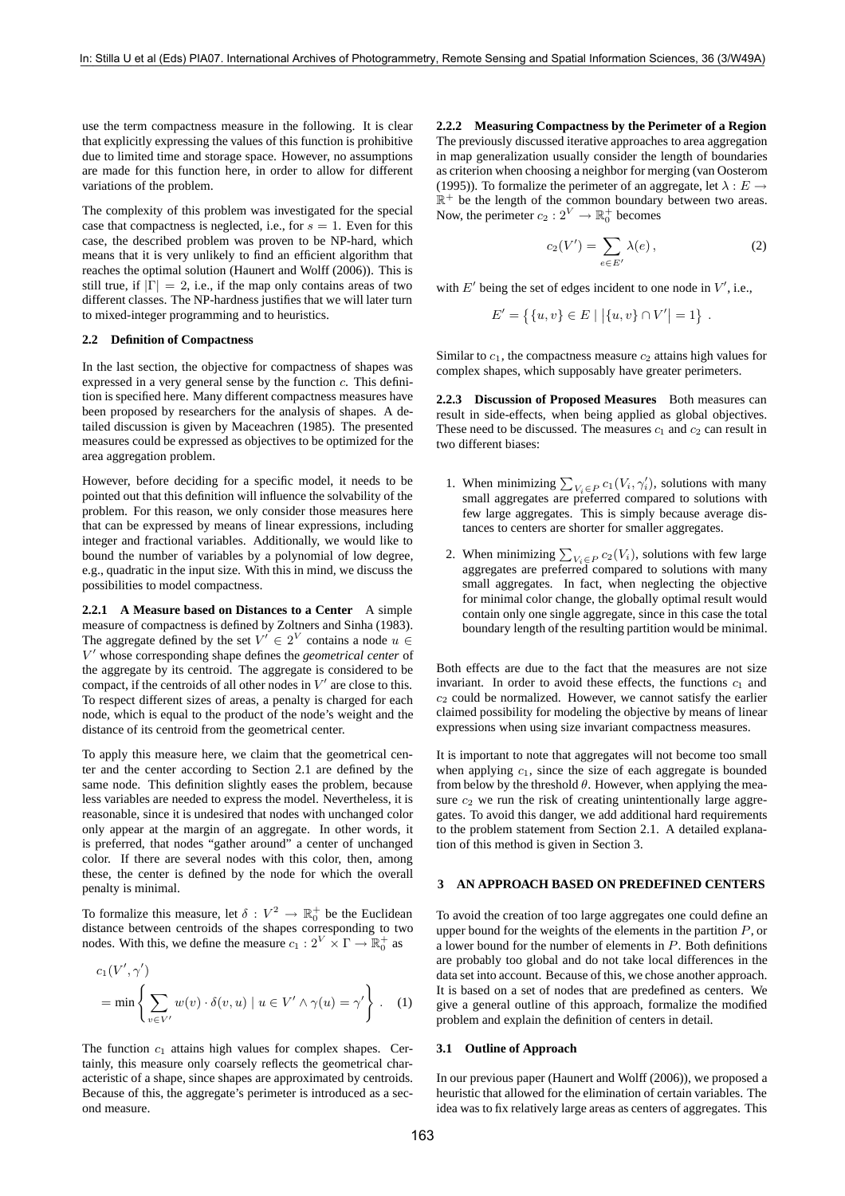use the term compactness measure in the following. It is clear that explicitly expressing the values of this function is prohibitive due to limited time and storage space. However, no assumptions are made for this function here, in order to allow for different variations of the problem.

The complexity of this problem was investigated for the special case that compactness is neglected, i.e., for $s = 1$. Even for this case, the described problem was proven to be NP-hard, which means that it is very unlikely to find an efficient algorithm that reaches the optimal solution (Haunert and Wolff (2006)). This is still true, if $|\Gamma| = 2$, i.e., if the map only contains areas of two different classes. The NP-hardness justifies that we will later turn to mixed-integer programming and to heuristics.

### 2.2 Definition of Compactness

In the last section, the objective for compactness of shapes was expressed in a very general sense by the function $c$. This definition is specified here. Many different compactness measures have been proposed by researchers for the analysis of shapes. A detailed discussion is given by Maceachren (1985). The presented measures could be expressed as objectives to be optimized for the area aggregation problem.

However, before deciding for a specific model, it needs to be pointed out that this definition will influence the solvability of the problem. For this reason, we only consider those measures here that can be expressed by means of linear expressions, including integer and fractional variables. Additionally, we would like to bound the number of variables by a polynomial of low degree, e.g., quadratic in the input size. With this in mind, we discuss the possibilities to model compactness.

**2.2.1 A Measure based on Distances to a Center** A simple measure of compactness is defined by Zoltners and Sinha (1983). The aggregate defined by the set $V' \in 2^V$ contains a node $u \in V'$ whose corresponding shape defines the *geometrical center* of the aggregate by its centroid. The aggregate is considered to be compact, if the centroids of all other nodes in $V'$ are close to this. To respect different sizes of areas, a penalty is charged for each node, which is equal to the product of the node's weight and the distance of its centroid from the geometrical center.

To apply this measure here, we claim that the geometrical center and the center according to Section 2.1 are defined by the same node. This definition slightly eases the problem, because less variables are needed to express the model. Nevertheless, it is reasonable, since it is undesired that nodes with unchanged color only appear at the margin of an aggregate. In other words, it is preferred, that nodes "gather around" a center of unchanged color. If there are several nodes with this color, then, among these, the center is defined by the node for which the overall penalty is minimal.

To formalize this measure, let $\delta : V^2 \to \mathbb{R}_0^+$ be the Euclidean distance between centroids of the shapes corresponding to two nodes. With this, we define the measure $c_1 : 2^V \times \Gamma \to \mathbb{R}_0^+$ as

$$c_1(V', \gamma') = \min \left\{ \sum_{v \in V'} w(v) \cdot \delta(v, u) \mid u \in V' \wedge \gamma(u) = \gamma' \right\} . \quad (1)$$

The function $c_1$ attains high values for complex shapes. Certainly, this measure only coarsely reflects the geometrical characteristic of a shape, since shapes are approximated by centroids. Because of this, the aggregate's perimeter is introduced as a second measure.

**2.2.2 Measuring Compactness by the Perimeter of a Region** The previously discussed iterative approaches to area aggregation in map generalization usually consider the length of boundaries as criterion when choosing a neighbor for merging (van Oosterom (1995)). To formalize the perimeter of an aggregate, let $\lambda : E \to \mathbb{R}^+$ be the length of the common boundary between two areas. Now, the perimeter $c_2 : 2^V \to \mathbb{R}_0^+$ becomes

$$c_2(V') = \sum_{e \in E'} \lambda(e) , \quad (2)$$

with $E'$ being the set of edges incident to one node in $V'$, i.e.,

$$E' = \{ \{u, v\} \in E \mid |\{u, v\} \cap V'| = 1 \} .$$

Similar to $c_1$, the compactness measure $c_2$ attains high values for complex shapes, which supposably have greater perimeters.

**2.2.3 Discussion of Proposed Measures** Both measures can result in side-effects, when being applied as global objectives. These need to be discussed. The measures $c_1$ and $c_2$ can result in two different biases:

1. When minimizing $\sum_{V_i \in P} c_1(V_i, \gamma_i')$, solutions with many small aggregates are preferred compared to solutions with few large aggregates. This is simply because average distances to centers are shorter for smaller aggregates.
2. When minimizing $\sum_{V_i \in P} c_2(V_i)$, solutions with few large aggregates are preferred compared to solutions with many small aggregates. In fact, when neglecting the objective for minimal color change, the globally optimal result would contain only one single aggregate, since in this case the total boundary length of the resulting partition would be minimal.

Both effects are due to the fact that the measures are not size invariant. In order to avoid these effects, the functions $c_1$ and $c_2$ could be normalized. However, we cannot satisfy the earlier claimed possibility for modeling the objective by means of linear expressions when using size invariant compactness measures.

It is important to note that aggregates will not become too small when applying $c_1$, since the size of each aggregate is bounded from below by the threshold $\theta$. However, when applying the measure $c_2$ we run the risk of creating unintentionally large aggregates. To avoid this danger, we add additional hard requirements to the problem statement from Section 2.1. A detailed explanation of this method is given in Section 3.

## 3 AN APPROACH BASED ON PREDEFINED CENTERS

To avoid the creation of too large aggregates one could define an upper bound for the weights of the elements in the partition $P$, or a lower bound for the number of elements in $P$. Both definitions are probably too global and do not take local differences in the data set into account. Because of this, we chose another approach. It is based on a set of nodes that are predefined as centers. We give a general outline of this approach, formalize the modified problem and explain the definition of centers in detail.

### 3.1 Outline of Approach

In our previous paper (Haunert and Wolff (2006)), we proposed a heuristic that allowed for the elimination of certain variables. The idea was to fix relatively large areas as centers of aggregates. This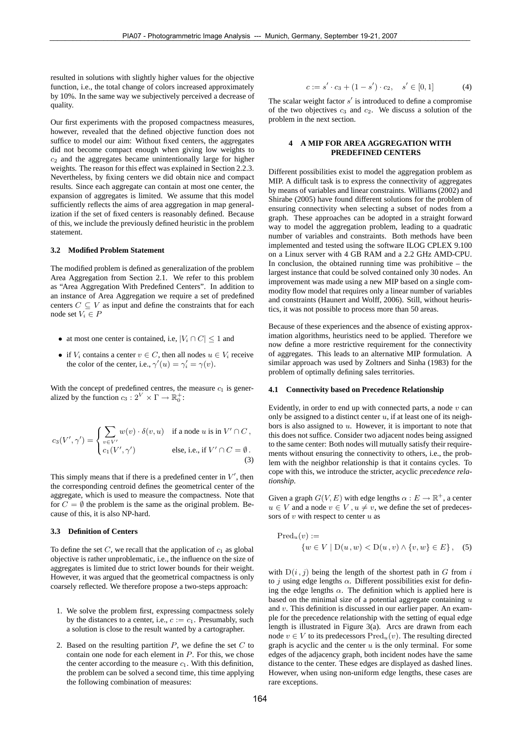resulted in solutions with slightly higher values for the objective function, i.e., the total change of colors increased approximately by 10%. In the same way we subjectively perceived a decrease of quality.

Our first experiments with the proposed compactness measures, however, revealed that the defined objective function does not suffice to model our aim: Without fixed centers, the aggregates did not become compact enough when giving low weights to $c_2$ and the aggregates became unintentionally large for higher weights. The reason for this effect was explained in Section 2.2.3. Nevertheless, by fixing centers we did obtain nice and compact results. Since each aggregate can contain at most one center, the expansion of aggregates is limited. We assume that this model sufficiently reflects the aims of area aggregation in map generalization if the set of fixed centers is reasonably defined. Because of this, we include the previously defined heuristic in the problem statement.

### 3.2 Modified Problem Statement

The modified problem is defined as generalization of the problem Area Aggregation from Section 2.1. We refer to this problem as "Area Aggregation With Predefined Centers". In addition to an instance of Area Aggregation we require a set of predefined centers $C \subseteq V$ as input and define the constraints that for each node set $V_i \in P$

- at most one center is contained, i.e, $|V_i \cap C| \leq 1$ and
- if $V_i$ contains a center $v \in C$, then all nodes $u \in V_i$ receive the color of the center, i.e., $\gamma'(u) = \gamma'_i = \gamma(v)$.

With the concept of predefined centres, the measure $c_1$ is generalized by the function $c_3 : 2^V \times \Gamma \to \mathbb{R}_0^+$:

$$c_3(V', \gamma') = \begin{cases} \sum_{v \in V'} w(v) \cdot \delta(v, u) & \text{if a node } u \text{ is in } V' \cap C\,, \\ c_1(V', \gamma') & \text{else, i.e., if } V' \cap C = \emptyset\,. \end{cases} \quad (3)$$

This simply means that if there is a predefined center in $V'$, then the corresponding centroid defines the geometrical center of the aggregate, which is used to measure the compactness. Note that for $C = \emptyset$ the problem is the same as the original problem. Because of this, it is also NP-hard.

### 3.3 Definition of Centers

To define the set $C$, we recall that the application of $c_1$ as global objective is rather unproblematic, i.e., the influence on the size of aggregates is limited due to strict lower bounds for their weight. However, it was argued that the geometrical compactness is only coarsely reflected. We therefore propose a two-steps approach:

1. We solve the problem first, expressing compactness solely by the distances to a center, i.e., $c := c_1$. Presumably, such a solution is close to the result wanted by a cartographer.
2. Based on the resulting partition $P$, we define the set $C$ to contain one node for each element in $P$. For this, we chose the center according to the measure $c_1$. With this definition, the problem can be solved a second time, this time applying the following combination of measures:

$$c := s' \cdot c_3 + (1 - s') \cdot c_2, \quad s' \in [0, 1] \quad (4)$$

The scalar weight factor $s'$ is introduced to define a compromise of the two objectives $c_3$ and $c_2$. We discuss a solution of the problem in the next section.

## 4 A MIP FOR AREA AGGREGATION WITH PREDEFINED CENTERS

Different possibilities exist to model the aggregation problem as MIP. A difficult task is to express the connectivity of aggregates by means of variables and linear constraints. Williams (2002) and Shirabe (2005) have found different solutions for the problem of ensuring connectivity when selecting a subset of nodes from a graph. These approaches can be adopted in a straight forward way to model the aggregation problem, leading to a quadratic number of variables and constraints. Both methods have been implemented and tested using the software ILOG CPLEX 9.100 on a Linux server with 4 GB RAM and a 2.2 GHz AMD-CPU. In conclusion, the obtained running time was prohibitive – the largest instance that could be solved contained only 30 nodes. An improvement was made using a new MIP based on a single commodity flow model that requires only a linear number of variables and constraints (Haunert and Wolff, 2006). Still, without heuristics, it was not possible to process more than 50 areas.

Because of these experiences and the absence of existing approximation algorithms, heuristics need to be applied. Therefore we now define a more restrictive requirement for the connectivity of aggregates. This leads to an alternative MIP formulation. A similar approach was used by Zoltners and Sinha (1983) for the problem of optimally defining sales territories.

### 4.1 Connectivity based on Precedence Relationship

Evidently, in order to end up with connected parts, a node $v$ can only be assigned to a distinct center $u$, if at least one of its neighbors is also assigned to $u$. However, it is important to note that this does not suffice. Consider two adjacent nodes being assigned to the same center: Both nodes will mutually satisfy their requirements without ensuring the connectivity to others, i.e., the problem with the neighbor relationship is that it contains cycles. To cope with this, we introduce the stricter, acyclic *precedence relationship*.

Given a graph $G(V, E)$ with edge lengths $\alpha : E \to \mathbb{R}^+$, a center $u \in V$ and a node $v \in V$, $u \neq v$, we define the set of predecessors of $v$ with respect to center $u$ as

$$\mathrm{Pred}_u(v) := \{w \in V \mid \mathrm{D}(u, w) < \mathrm{D}(u, v) \wedge \{v, w\} \in E\}, \quad (5)$$

with $\mathrm{D}(i, j)$ being the length of the shortest path in $G$ from $i$ to $j$ using edge lengths $\alpha$. Different possibilities exist for defining the edge lengths $\alpha$. The definition which is applied here is based on the minimal size of a potential aggregate containing $u$ and $v$. This definition is discussed in our earlier paper. An example for the precedence relationship with the setting of equal edge length is illustrated in Figure 3(a). Arcs are drawn from each node $v \in V$ to its predecessors $\mathrm{Pred}_u(v)$. The resulting directed graph is acyclic and the center $u$ is the only terminal. For some edges of the adjacency graph, both incident nodes have the same distance to the center. These edges are displayed as dashed lines. However, when using non-uniform edge lengths, these cases are rare exceptions.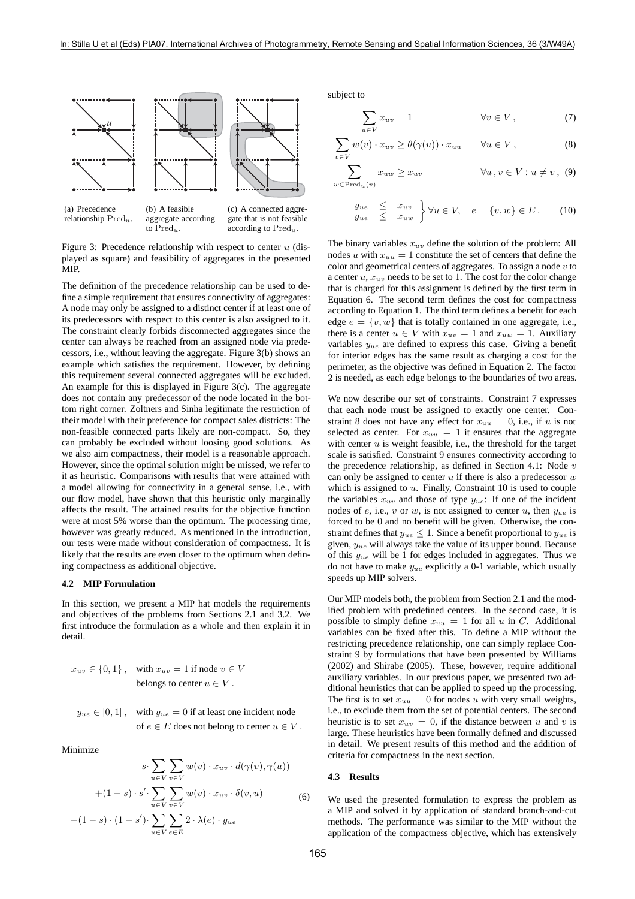(a) Precedence relationship $\mathrm{Pred}_u$.

(b) A feasible aggregate according to $\mathrm{Pred}_u$.

(c) A connected aggregate that is not feasible according to $\mathrm{Pred}_u$.

Figure 3: Precedence relationship with respect to center $u$ (displayed as square) and feasibility of aggregates in the presented MIP.

The definition of the precedence relationship can be used to define a simple requirement that ensures connectivity of aggregates: A node may only be assigned to a distinct center if at least one of its predecessors with respect to this center is also assigned to it. The constraint clearly forbids disconnected aggregates since the center can always be reached from an assigned node via predecessors, i.e., without leaving the aggregate. Figure 3(b) shows an example which satisfies the requirement. However, by defining this requirement several connected aggregates will be excluded. An example for this is displayed in Figure 3(c). The aggregate does not contain any predecessor of the node located in the bottom right corner. Zoltners and Sinha legitimate the restriction of their model with their preference for compact sales districts: The non-feasible connected parts likely are non-compact. So, they can probably be excluded without loosing good solutions. As we also aim compactness, their model is a reasonable approach. However, since the optimal solution might be missed, we refer to it as heuristic. Comparisons with results that were attained with a model allowing for connectivity in a general sense, i.e., with our flow model, have shown that this heuristic only marginally affects the result. The attained results for the objective function were at most 5% worse than the optimum. The processing time, however was greatly reduced. As mentioned in the introduction, our tests were made without consideration of compactness. It is likely that the results are even closer to the optimum when defining compactness as additional objective.

### 4.2 MIP Formulation

In this section, we present a MIP hat models the requirements and objectives of the problems from Sections 2.1 and 3.2. We first introduce the formulation as a whole and then explain it in detail.

$x_{uv} \in \{0,1\}$, with $x_{uv} = 1$ if node $v \in V$ belongs to center $u \in V$.

$y_{ue} \in [0,1]$, with $y_{ue} = 0$ if at least one incident node of $e \in E$ does not belong to center $u \in V$.

Minimize

$$
\begin{aligned}
& s \cdot \sum_{u \in V} \sum_{v \in V} w(v) \cdot x_{uv} \cdot d(\gamma(v), \gamma(u)) \\
& +(1-s) \cdot s' \cdot \sum_{u \in V} \sum_{v \in V} w(v) \cdot x_{uv} \cdot \delta(v,u) \qquad (6)\\
& -(1-s) \cdot (1-s') \cdot \sum_{u \in V} \sum_{e \in E} 2 \cdot \lambda(e) \cdot y_{ue}
\end{aligned}
$$

subject to

$$\sum_{u \in V} x_{uv} = 1 \qquad \forall v \in V\,, \qquad (7)$$

$$\sum_{v \in V} w(v) \cdot x_{uv} \geq \theta(\gamma(u)) \cdot x_{uu} \qquad \forall u \in V\,, \qquad (8)$$

$$\sum_{w \in \mathrm{Pred}_u(v)} x_{uw} \geq x_{uv} \qquad \forall u, v \in V : u \neq v\,, \qquad (9)$$

$$\left.\begin{array}{lll} y_{ue} & \leq & x_{uv} \\ y_{ue} & \leq & x_{uw} \end{array}\right\} \forall u \in V, \quad e = \{v,w\} \in E\,. \qquad (10)$$

The binary variables $x_{uv}$ define the solution of the problem: All nodes $u$ with $x_{uu} = 1$ constitute the set of centers that define the color and geometrical centers of aggregates. To assign a node $v$ to a center $u$, $x_{uv}$ needs to be set to 1. The cost for the color change that is charged for this assignment is defined by the first term in Equation 6. The second term defines the cost for compactness according to Equation 1. The third term defines a benefit for each edge $e = \{v, w\}$ that is totally contained in one aggregate, i.e., there is a center $u \in V$ with $x_{uv} = 1$ and $x_{uw} = 1$. Auxiliary variables $y_{ue}$ are defined to express this case. Giving a benefit for interior edges has the same result as charging a cost for the perimeter, as the objective was defined in Equation 2. The factor 2 is needed, as each edge belongs to the boundaries of two areas.

We now describe our set of constraints. Constraint 7 expresses that each node must be assigned to exactly one center. Constraint 8 does not have any effect for $x_{uu} = 0$, i.e., if $u$ is not selected as center. For $x_{uu} = 1$ it ensures that the aggregate with center $u$ is weight feasible, i.e., the threshold for the target scale is satisfied. Constraint 9 ensures connectivity according to the precedence relationship, as defined in Section 4.1: Node $v$ can only be assigned to center $u$ if there is also a predecessor $w$ which is assigned to $u$. Finally, Constraint 10 is used to couple the variables $x_{uv}$ and those of type $y_{ue}$: If one of the incident nodes of $e$, i.e., $v$ or $w$, is not assigned to center $u$, then $y_{ue}$ is forced to be 0 and no benefit will be given. Otherwise, the constraint defines that $y_{ue} \leq 1$. Since a benefit proportional to $y_{ue}$ is given, $y_{ue}$ will always take the value of its upper bound. Because of this $y_{ue}$ will be 1 for edges included in aggregates. Thus we do not have to make $y_{ue}$ explicitly a 0-1 variable, which usually speeds up MIP solvers.

Our MIP models both, the problem from Section 2.1 and the modified problem with predefined centers. In the second case, it is possible to simply define $x_{uu} = 1$ for all $u$ in $C$. Additional variables can be fixed after this. To define a MIP without the restricting precedence relationship, one can simply replace Constraint 9 by formulations that have been presented by Williams (2002) and Shirabe (2005). These, however, require additional auxiliary variables. In our previous paper, we presented two additional heuristics that can be applied to speed up the processing. The first is to set $x_{uu} = 0$ for nodes $u$ with very small weights, i.e., to exclude them from the set of potential centers. The second heuristic is to set $x_{uv} = 0$, if the distance between $u$ and $v$ is large. These heuristics have been formally defined and discussed in detail. We present results of this method and the addition of criteria for compactness in the next section.

### 4.3 Results

We used the presented formulation to express the problem as a MIP and solved it by application of standard branch-and-cut methods. The performance was similar to the MIP without the application of the compactness objective, which has extensively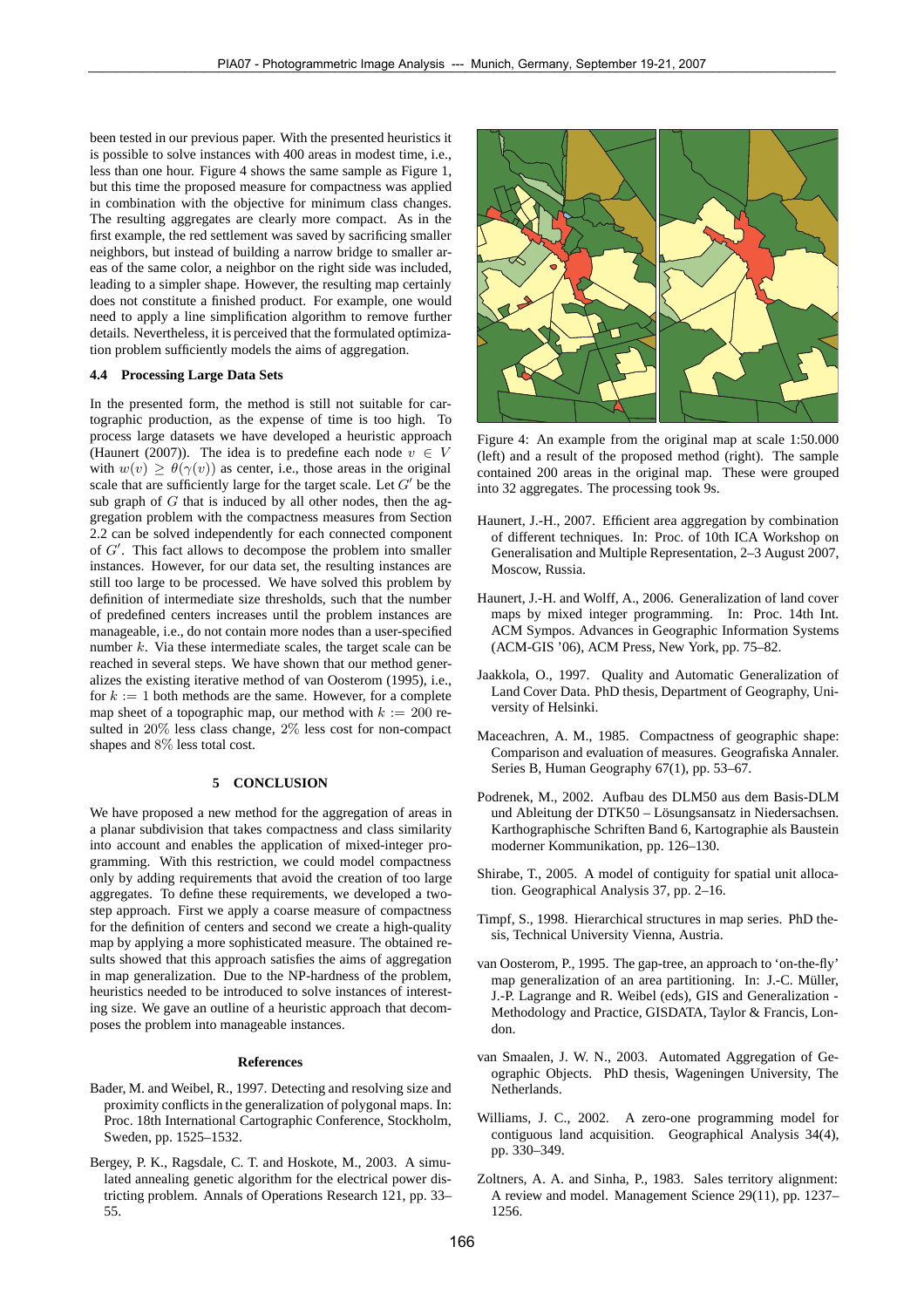been tested in our previous paper. With the presented heuristics it is possible to solve instances with 400 areas in modest time, i.e., less than one hour. Figure 4 shows the same sample as Figure 1, but this time the proposed measure for compactness was applied in combination with the objective for minimum class changes. The resulting aggregates are clearly more compact. As in the first example, the red settlement was saved by sacrificing smaller neighbors, but instead of building a narrow bridge to smaller areas of the same color, a neighbor on the right side was included, leading to a simpler shape. However, the resulting map certainly does not constitute a finished product. For example, one would need to apply a line simplification algorithm to remove further details. Nevertheless, it is perceived that the formulated optimization problem sufficiently models the aims of aggregation.

### 4.4 Processing Large Data Sets

In the presented form, the method is still not suitable for cartographic production, as the expense of time is too high. To process large datasets we have developed a heuristic approach (Haunert (2007)). The idea is to predefine each node $v \in V$ with $w(v) \geq \theta(\gamma(v))$ as center, i.e., those areas in the original scale that are sufficiently large for the target scale. Let $G'$ be the sub graph of $G$ that is induced by all other nodes, then the aggregation problem with the compactness measures from Section 2.2 can be solved independently for each connected component of $G'$. This fact allows to decompose the problem into smaller instances. However, for our data set, the resulting instances are still too large to be processed. We have solved this problem by definition of intermediate size thresholds, such that the number of predefined centers increases until the problem instances are manageable, i.e., do not contain more nodes than a user-specified number $k$. Via these intermediate scales, the target scale can be reached in several steps. We have shown that our method generalizes the existing iterative method of van Oosterom (1995), i.e., for $k := 1$ both methods are the same. However, for a complete map sheet of a topographic map, our method with $k := 200$ resulted in $20\%$ less class change, $2\%$ less cost for non-compact shapes and $8\%$ less total cost.

## 5 CONCLUSION

We have proposed a new method for the aggregation of areas in a planar subdivision that takes compactness and class similarity into account and enables the application of mixed-integer programming. With this restriction, we could model compactness only by adding requirements that avoid the creation of too large aggregates. To define these requirements, we developed a two-step approach. First we apply a coarse measure of compactness for the definition of centers and second we create a high-quality map by applying a more sophisticated measure. The obtained results showed that this approach satisfies the aims of aggregation in map generalization. Due to the NP-hardness of the problem, heuristics needed to be introduced to solve instances of interesting size. We gave an outline of a heuristic approach that decomposes the problem into manageable instances.

Figure 4: An example from the original map at scale 1:50.000 (left) and a result of the proposed method (right). The sample contained 200 areas in the original map. These were grouped into 32 aggregates. The processing took 9s.

### References

Bader, M. and Weibel, R., 1997. Detecting and resolving size and proximity conflicts in the generalization of polygonal maps. In: Proc. 18th International Cartographic Conference, Stockholm, Sweden, pp. 1525–1532.

Bergey, P. K., Ragsdale, C. T. and Hoskote, M., 2003. A simulated annealing genetic algorithm for the electrical power districting problem. Annals of Operations Research 121, pp. 33–55.

Haunert, J.-H., 2007. Efficient area aggregation by combination of different techniques. In: Proc. of 10th ICA Workshop on Generalisation and Multiple Representation, 2–3 August 2007, Moscow, Russia.

Haunert, J.-H. and Wolff, A., 2006. Generalization of land cover maps by mixed integer programming. In: Proc. 14th Int. ACM Sympos. Advances in Geographic Information Systems (ACM-GIS '06), ACM Press, New York, pp. 75–82.

Jaakkola, O., 1997. Quality and Automatic Generalization of Land Cover Data. PhD thesis, Department of Geography, University of Helsinki.

Maceachren, A. M., 1985. Compactness of geographic shape: Comparison and evaluation of measures. Geografiska Annaler. Series B, Human Geography 67(1), pp. 53–67.

Podrenek, M., 2002. Aufbau des DLM50 aus dem Basis-DLM und Ableitung der DTK50 – Lösungsansatz in Niedersachsen. Karthographische Schriften Band 6, Kartographie als Baustein moderner Kommunikation, pp. 126–130.

Shirabe, T., 2005. A model of contiguity for spatial unit allocation. Geographical Analysis 37, pp. 2–16.

Timpf, S., 1998. Hierarchical structures in map series. PhD thesis, Technical University Vienna, Austria.

van Oosterom, P., 1995. The gap-tree, an approach to 'on-the-fly' map generalization of an area partitioning. In: J.-C. Müller, J.-P. Lagrange and R. Weibel (eds), GIS and Generalization - Methodology and Practice, GISDATA, Taylor & Francis, London.

van Smaalen, J. W. N., 2003. Automated Aggregation of Geographic Objects. PhD thesis, Wageningen University, The Netherlands.

Williams, J. C., 2002. A zero-one programming model for contiguous land acquisition. Geographical Analysis 34(4), pp. 330–349.

Zoltners, A. A. and Sinha, P., 1983. Sales territory alignment: A review and model. Management Science 29(11), pp. 1237–1256.